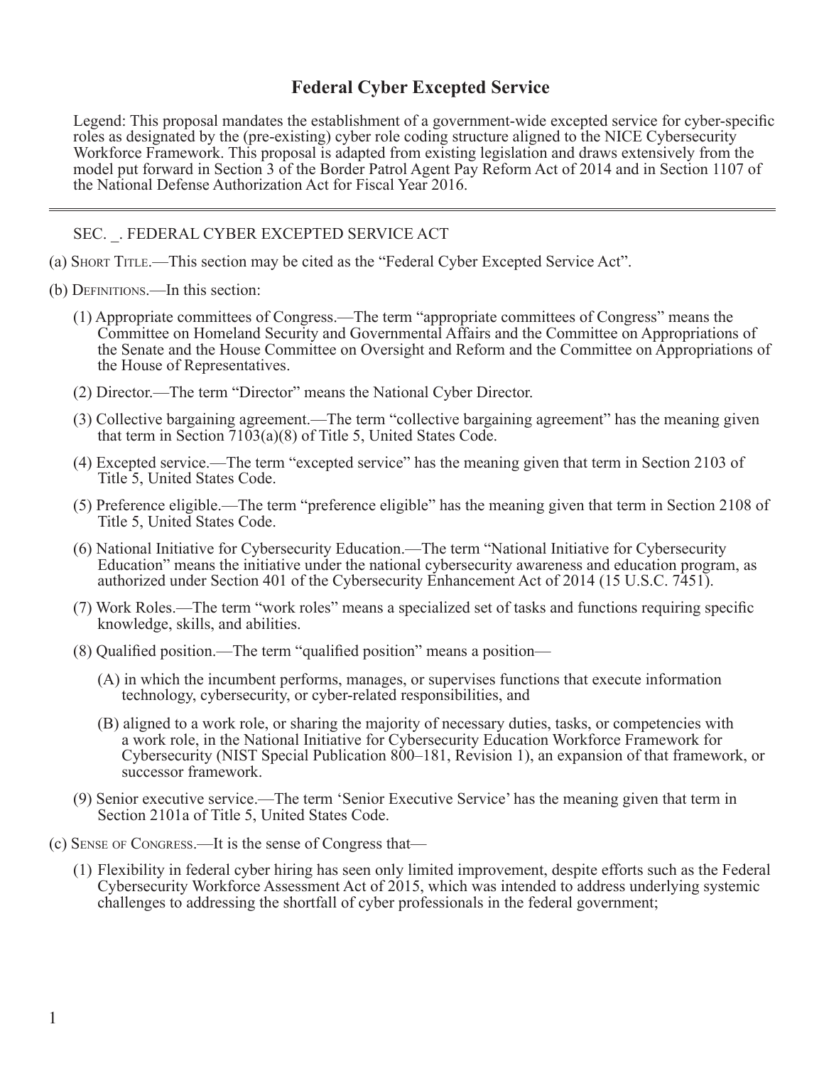# Federal Cyber Excepted Service

Legend: This proposal mandates the establishment of a government-wide excepted service for cyber-specific roles as designated by the (pre-existing) cyber role coding structure aligned to the NICE Cybersecurity Workforce Framework. This proposal is adapted from existing legislation and draws extensively from the model put forward in Section 3 of the Border Patrol Agent Pay Reform Act of 2014 and in Section 1107 of the National Defense Authorization Act for Fiscal Year 2016.

---

SEC. _. FEDERAL CYBER EXCEPTED SERVICE ACT

(a) Short Title.—This section may be cited as the "Federal Cyber Excepted Service Act".

(b) Definitions.—In this section:

(1) Appropriate committees of Congress.—The term "appropriate committees of Congress" means the Committee on Homeland Security and Governmental Affairs and the Committee on Appropriations of the Senate and the House Committee on Oversight and Reform and the Committee on Appropriations of the House of Representatives.

(2) Director.—The term "Director" means the National Cyber Director.

(3) Collective bargaining agreement.—The term "collective bargaining agreement" has the meaning given that term in Section 7103(a)(8) of Title 5, United States Code.

(4) Excepted service.—The term "excepted service" has the meaning given that term in Section 2103 of Title 5, United States Code.

(5) Preference eligible.—The term "preference eligible" has the meaning given that term in Section 2108 of Title 5, United States Code.

(6) National Initiative for Cybersecurity Education.—The term "National Initiative for Cybersecurity Education" means the initiative under the national cybersecurity awareness and education program, as authorized under Section 401 of the Cybersecurity Enhancement Act of 2014 (15 U.S.C. 7451).

(7) Work Roles.—The term "work roles" means a specialized set of tasks and functions requiring specific knowledge, skills, and abilities.

(8) Qualified position.—The term "qualified position" means a position—

(A) in which the incumbent performs, manages, or supervises functions that execute information technology, cybersecurity, or cyber-related responsibilities, and

(B) aligned to a work role, or sharing the majority of necessary duties, tasks, or competencies with a work role, in the National Initiative for Cybersecurity Education Workforce Framework for Cybersecurity (NIST Special Publication 800–181, Revision 1), an expansion of that framework, or successor framework.

(9) Senior executive service.—The term 'Senior Executive Service' has the meaning given that term in Section 2101a of Title 5, United States Code.

(c) Sense of Congress.—It is the sense of Congress that—

(1) Flexibility in federal cyber hiring has seen only limited improvement, despite efforts such as the Federal Cybersecurity Workforce Assessment Act of 2015, which was intended to address underlying systemic challenges to addressing the shortfall of cyber professionals in the federal government;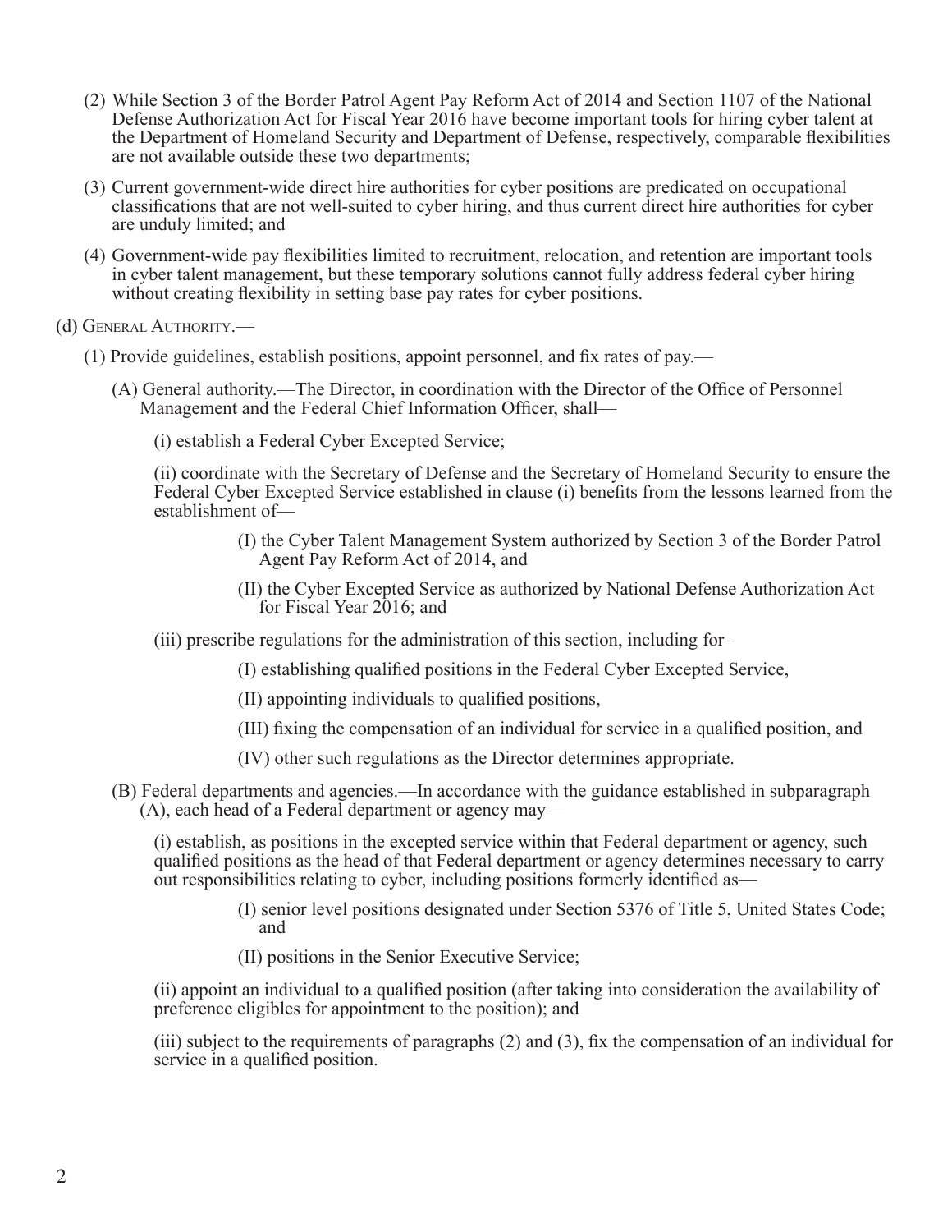(2) While Section 3 of the Border Patrol Agent Pay Reform Act of 2014 and Section 1107 of the National Defense Authorization Act for Fiscal Year 2016 have become important tools for hiring cyber talent at the Department of Homeland Security and Department of Defense, respectively, comparable flexibilities are not available outside these two departments;

(3) Current government-wide direct hire authorities for cyber positions are predicated on occupational classifications that are not well-suited to cyber hiring, and thus current direct hire authorities for cyber are unduly limited; and

(4) Government-wide pay flexibilities limited to recruitment, relocation, and retention are important tools in cyber talent management, but these temporary solutions cannot fully address federal cyber hiring without creating flexibility in setting base pay rates for cyber positions.

(d) General Authority.—

(1) Provide guidelines, establish positions, appoint personnel, and fix rates of pay.—

(A) General authority.—The Director, in coordination with the Director of the Office of Personnel Management and the Federal Chief Information Officer, shall—

(i) establish a Federal Cyber Excepted Service;

(ii) coordinate with the Secretary of Defense and the Secretary of Homeland Security to ensure the Federal Cyber Excepted Service established in clause (i) benefits from the lessons learned from the establishment of—

(I) the Cyber Talent Management System authorized by Section 3 of the Border Patrol Agent Pay Reform Act of 2014, and

(II) the Cyber Excepted Service as authorized by National Defense Authorization Act for Fiscal Year 2016; and

(iii) prescribe regulations for the administration of this section, including for–

(I) establishing qualified positions in the Federal Cyber Excepted Service,

(II) appointing individuals to qualified positions,

(III) fixing the compensation of an individual for service in a qualified position, and

(IV) other such regulations as the Director determines appropriate.

(B) Federal departments and agencies.—In accordance with the guidance established in subparagraph (A), each head of a Federal department or agency may—

(i) establish, as positions in the excepted service within that Federal department or agency, such qualified positions as the head of that Federal department or agency determines necessary to carry out responsibilities relating to cyber, including positions formerly identified as—

(I) senior level positions designated under Section 5376 of Title 5, United States Code; and

(II) positions in the Senior Executive Service;

(ii) appoint an individual to a qualified position (after taking into consideration the availability of preference eligibles for appointment to the position); and

(iii) subject to the requirements of paragraphs (2) and (3), fix the compensation of an individual for service in a qualified position.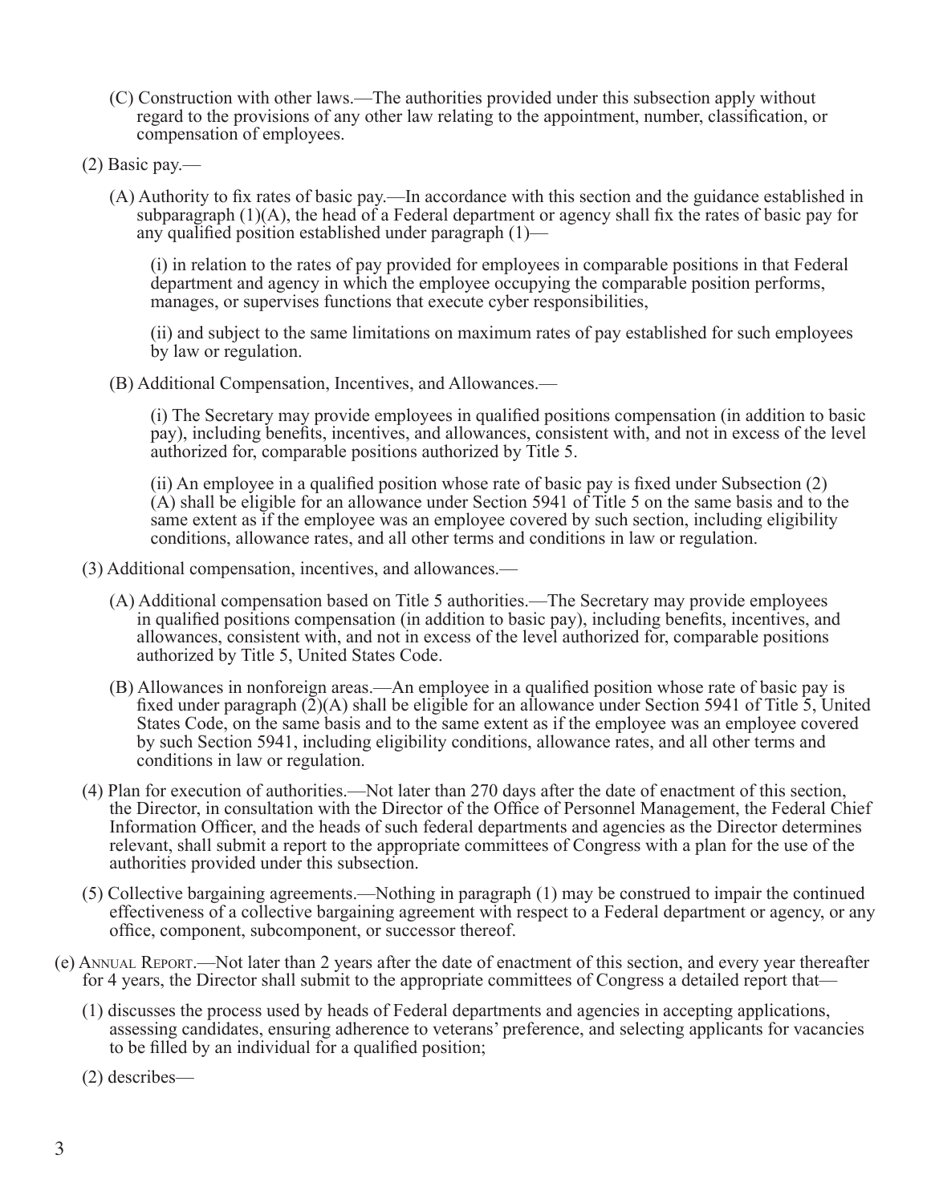(C) Construction with other laws.—The authorities provided under this subsection apply without regard to the provisions of any other law relating to the appointment, number, classification, or compensation of employees.

(2) Basic pay.—

(A) Authority to fix rates of basic pay.—In accordance with this section and the guidance established in subparagraph (1)(A), the head of a Federal department or agency shall fix the rates of basic pay for any qualified position established under paragraph (1)—

(i) in relation to the rates of pay provided for employees in comparable positions in that Federal department and agency in which the employee occupying the comparable position performs, manages, or supervises functions that execute cyber responsibilities,

(ii) and subject to the same limitations on maximum rates of pay established for such employees by law or regulation.

(B) Additional Compensation, Incentives, and Allowances.—

(i) The Secretary may provide employees in qualified positions compensation (in addition to basic pay), including benefits, incentives, and allowances, consistent with, and not in excess of the level authorized for, comparable positions authorized by Title 5.

(ii) An employee in a qualified position whose rate of basic pay is fixed under Subsection (2)(A) shall be eligible for an allowance under Section 5941 of Title 5 on the same basis and to the same extent as if the employee was an employee covered by such section, including eligibility conditions, allowance rates, and all other terms and conditions in law or regulation.

(3) Additional compensation, incentives, and allowances.—

(A) Additional compensation based on Title 5 authorities.—The Secretary may provide employees in qualified positions compensation (in addition to basic pay), including benefits, incentives, and allowances, consistent with, and not in excess of the level authorized for, comparable positions authorized by Title 5, United States Code.

(B) Allowances in nonforeign areas.—An employee in a qualified position whose rate of basic pay is fixed under paragraph (2)(A) shall be eligible for an allowance under Section 5941 of Title 5, United States Code, on the same basis and to the same extent as if the employee was an employee covered by such Section 5941, including eligibility conditions, allowance rates, and all other terms and conditions in law or regulation.

(4) Plan for execution of authorities.—Not later than 270 days after the date of enactment of this section, the Director, in consultation with the Director of the Office of Personnel Management, the Federal Chief Information Officer, and the heads of such federal departments and agencies as the Director determines relevant, shall submit a report to the appropriate committees of Congress with a plan for the use of the authorities provided under this subsection.

(5) Collective bargaining agreements.—Nothing in paragraph (1) may be construed to impair the continued effectiveness of a collective bargaining agreement with respect to a Federal department or agency, or any office, component, subcomponent, or successor thereof.

(e) Annual Report.—Not later than 2 years after the date of enactment of this section, and every year thereafter for 4 years, the Director shall submit to the appropriate committees of Congress a detailed report that—

(1) discusses the process used by heads of Federal departments and agencies in accepting applications, assessing candidates, ensuring adherence to veterans' preference, and selecting applicants for vacancies to be filled by an individual for a qualified position;

(2) describes—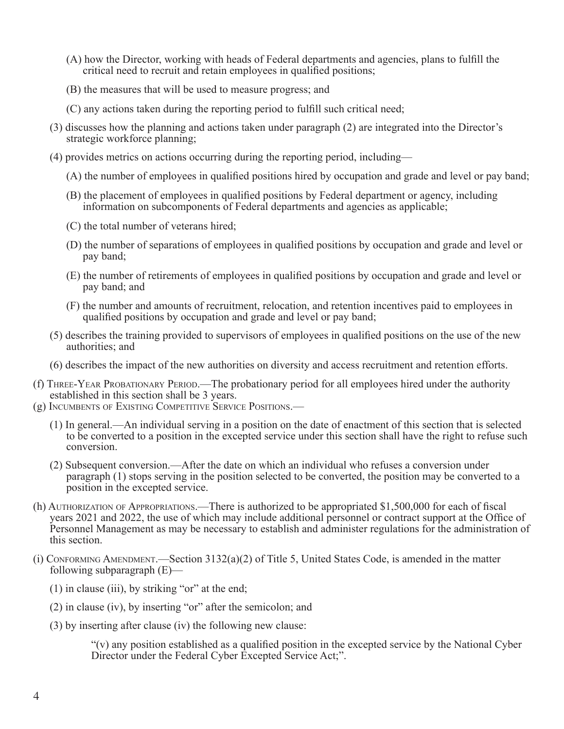(A) how the Director, working with heads of Federal departments and agencies, plans to fulfill the critical need to recruit and retain employees in qualified positions;

(B) the measures that will be used to measure progress; and

(C) any actions taken during the reporting period to fulfill such critical need;

(3) discusses how the planning and actions taken under paragraph (2) are integrated into the Director's strategic workforce planning;

(4) provides metrics on actions occurring during the reporting period, including—

(A) the number of employees in qualified positions hired by occupation and grade and level or pay band;

(B) the placement of employees in qualified positions by Federal department or agency, including information on subcomponents of Federal departments and agencies as applicable;

(C) the total number of veterans hired;

(D) the number of separations of employees in qualified positions by occupation and grade and level or pay band;

(E) the number of retirements of employees in qualified positions by occupation and grade and level or pay band; and

(F) the number and amounts of recruitment, relocation, and retention incentives paid to employees in qualified positions by occupation and grade and level or pay band;

(5) describes the training provided to supervisors of employees in qualified positions on the use of the new authorities; and

(6) describes the impact of the new authorities on diversity and access recruitment and retention efforts.

(f) Three-Year Probationary Period.—The probationary period for all employees hired under the authority established in this section shall be 3 years.

(g) Incumbents of Existing Competitive Service Positions.—

(1) In general.—An individual serving in a position on the date of enactment of this section that is selected to be converted to a position in the excepted service under this section shall have the right to refuse such conversion.

(2) Subsequent conversion.—After the date on which an individual who refuses a conversion under paragraph (1) stops serving in the position selected to be converted, the position may be converted to a position in the excepted service.

(h) Authorization of Appropriations.—There is authorized to be appropriated $1,500,000 for each of fiscal years 2021 and 2022, the use of which may include additional personnel or contract support at the Office of Personnel Management as may be necessary to establish and administer regulations for the administration of this section.

(i) Conforming Amendment.—Section 3132(a)(2) of Title 5, United States Code, is amended in the matter following subparagraph (E)—

(1) in clause (iii), by striking "or" at the end;

(2) in clause (iv), by inserting "or" after the semicolon; and

(3) by inserting after clause (iv) the following new clause:

"(v) any position established as a qualified position in the excepted service by the National Cyber Director under the Federal Cyber Excepted Service Act;".